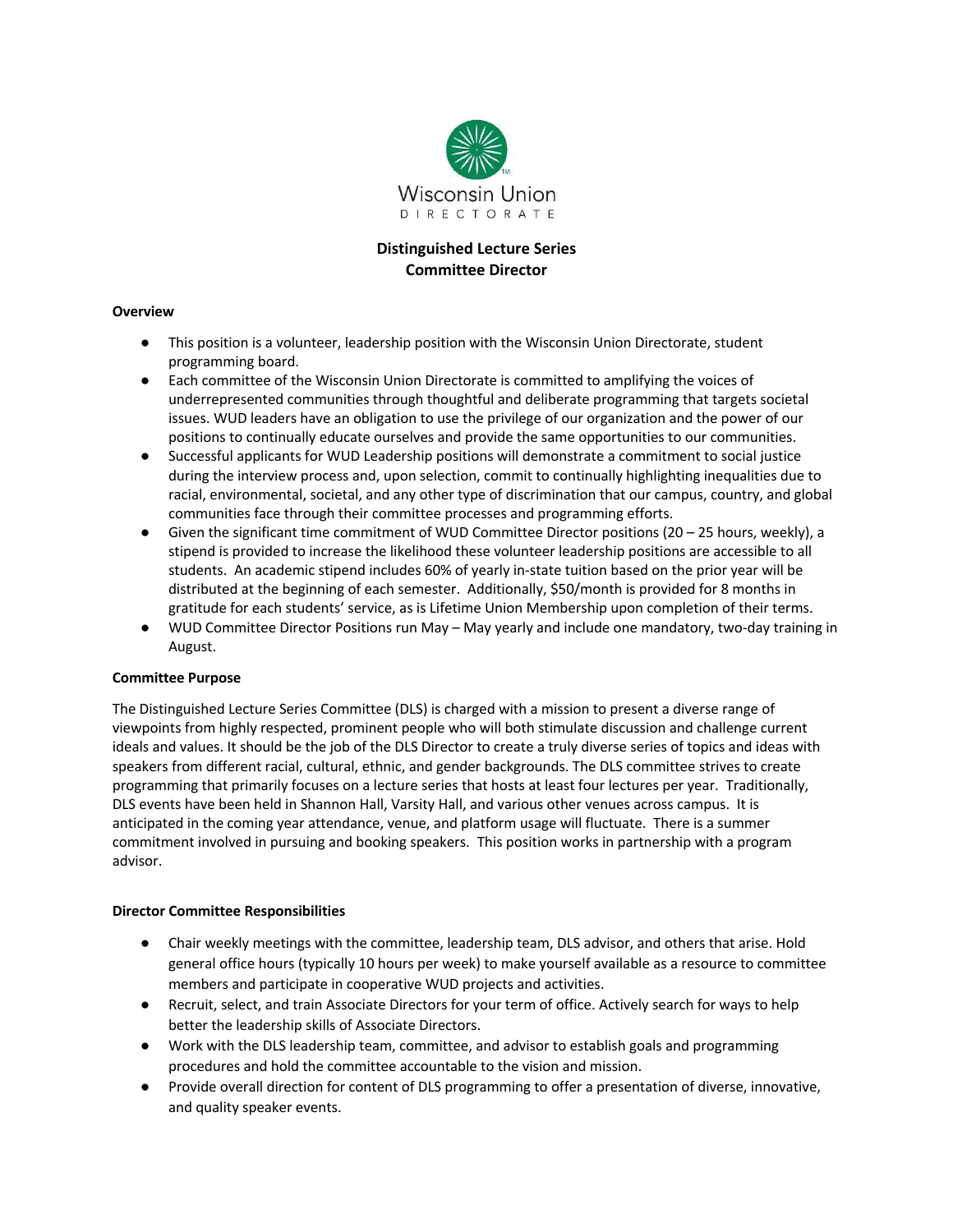Wisconsin Union
DIRECTORATE

**Distinguished Lecture Series**
**Committee Director**

**Overview**

- This position is a volunteer, leadership position with the Wisconsin Union Directorate, student programming board.
- Each committee of the Wisconsin Union Directorate is committed to amplifying the voices of underrepresented communities through thoughtful and deliberate programming that targets societal issues. WUD leaders have an obligation to use the privilege of our organization and the power of our positions to continually educate ourselves and provide the same opportunities to our communities.
- Successful applicants for WUD Leadership positions will demonstrate a commitment to social justice during the interview process and, upon selection, commit to continually highlighting inequalities due to racial, environmental, societal, and any other type of discrimination that our campus, country, and global communities face through their committee processes and programming efforts.
- Given the significant time commitment of WUD Committee Director positions (20 – 25 hours, weekly), a stipend is provided to increase the likelihood these volunteer leadership positions are accessible to all students. An academic stipend includes 60% of yearly in-state tuition based on the prior year will be distributed at the beginning of each semester. Additionally, $50/month is provided for 8 months in gratitude for each students' service, as is Lifetime Union Membership upon completion of their terms.
- WUD Committee Director Positions run May – May yearly and include one mandatory, two-day training in August.

**Committee Purpose**

The Distinguished Lecture Series Committee (DLS) is charged with a mission to present a diverse range of viewpoints from highly respected, prominent people who will both stimulate discussion and challenge current ideals and values. It should be the job of the DLS Director to create a truly diverse series of topics and ideas with speakers from different racial, cultural, ethnic, and gender backgrounds. The DLS committee strives to create programming that primarily focuses on a lecture series that hosts at least four lectures per year. Traditionally, DLS events have been held in Shannon Hall, Varsity Hall, and various other venues across campus. It is anticipated in the coming year attendance, venue, and platform usage will fluctuate. There is a summer commitment involved in pursuing and booking speakers. This position works in partnership with a program advisor.

**Director Committee Responsibilities**

- Chair weekly meetings with the committee, leadership team, DLS advisor, and others that arise. Hold general office hours (typically 10 hours per week) to make yourself available as a resource to committee members and participate in cooperative WUD projects and activities.
- Recruit, select, and train Associate Directors for your term of office. Actively search for ways to help better the leadership skills of Associate Directors.
- Work with the DLS leadership team, committee, and advisor to establish goals and programming procedures and hold the committee accountable to the vision and mission.
- Provide overall direction for content of DLS programming to offer a presentation of diverse, innovative, and quality speaker events.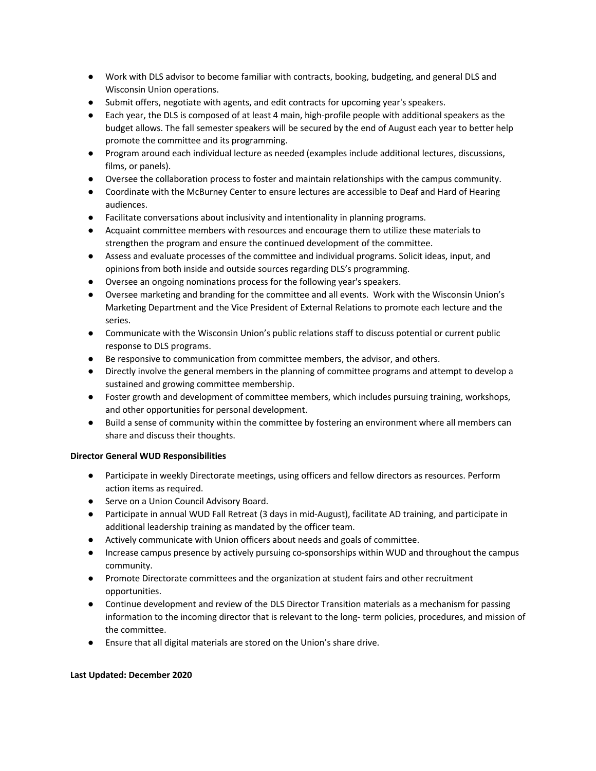- Work with DLS advisor to become familiar with contracts, booking, budgeting, and general DLS and Wisconsin Union operations.
- Submit offers, negotiate with agents, and edit contracts for upcoming year's speakers.
- Each year, the DLS is composed of at least 4 main, high-profile people with additional speakers as the budget allows. The fall semester speakers will be secured by the end of August each year to better help promote the committee and its programming.
- Program around each individual lecture as needed (examples include additional lectures, discussions, films, or panels).
- Oversee the collaboration process to foster and maintain relationships with the campus community.
- Coordinate with the McBurney Center to ensure lectures are accessible to Deaf and Hard of Hearing audiences.
- Facilitate conversations about inclusivity and intentionality in planning programs.
- Acquaint committee members with resources and encourage them to utilize these materials to strengthen the program and ensure the continued development of the committee.
- Assess and evaluate processes of the committee and individual programs. Solicit ideas, input, and opinions from both inside and outside sources regarding DLS's programming.
- Oversee an ongoing nominations process for the following year's speakers.
- Oversee marketing and branding for the committee and all events. Work with the Wisconsin Union's Marketing Department and the Vice President of External Relations to promote each lecture and the series.
- Communicate with the Wisconsin Union's public relations staff to discuss potential or current public response to DLS programs.
- Be responsive to communication from committee members, the advisor, and others.
- Directly involve the general members in the planning of committee programs and attempt to develop a sustained and growing committee membership.
- Foster growth and development of committee members, which includes pursuing training, workshops, and other opportunities for personal development.
- Build a sense of community within the committee by fostering an environment where all members can share and discuss their thoughts.

**Director General WUD Responsibilities**

- Participate in weekly Directorate meetings, using officers and fellow directors as resources. Perform action items as required.
- Serve on a Union Council Advisory Board.
- Participate in annual WUD Fall Retreat (3 days in mid-August), facilitate AD training, and participate in additional leadership training as mandated by the officer team.
- Actively communicate with Union officers about needs and goals of committee.
- Increase campus presence by actively pursuing co-sponsorships within WUD and throughout the campus community.
- Promote Directorate committees and the organization at student fairs and other recruitment opportunities.
- Continue development and review of the DLS Director Transition materials as a mechanism for passing information to the incoming director that is relevant to the long- term policies, procedures, and mission of the committee.
- Ensure that all digital materials are stored on the Union's share drive.

**Last Updated: December 2020**